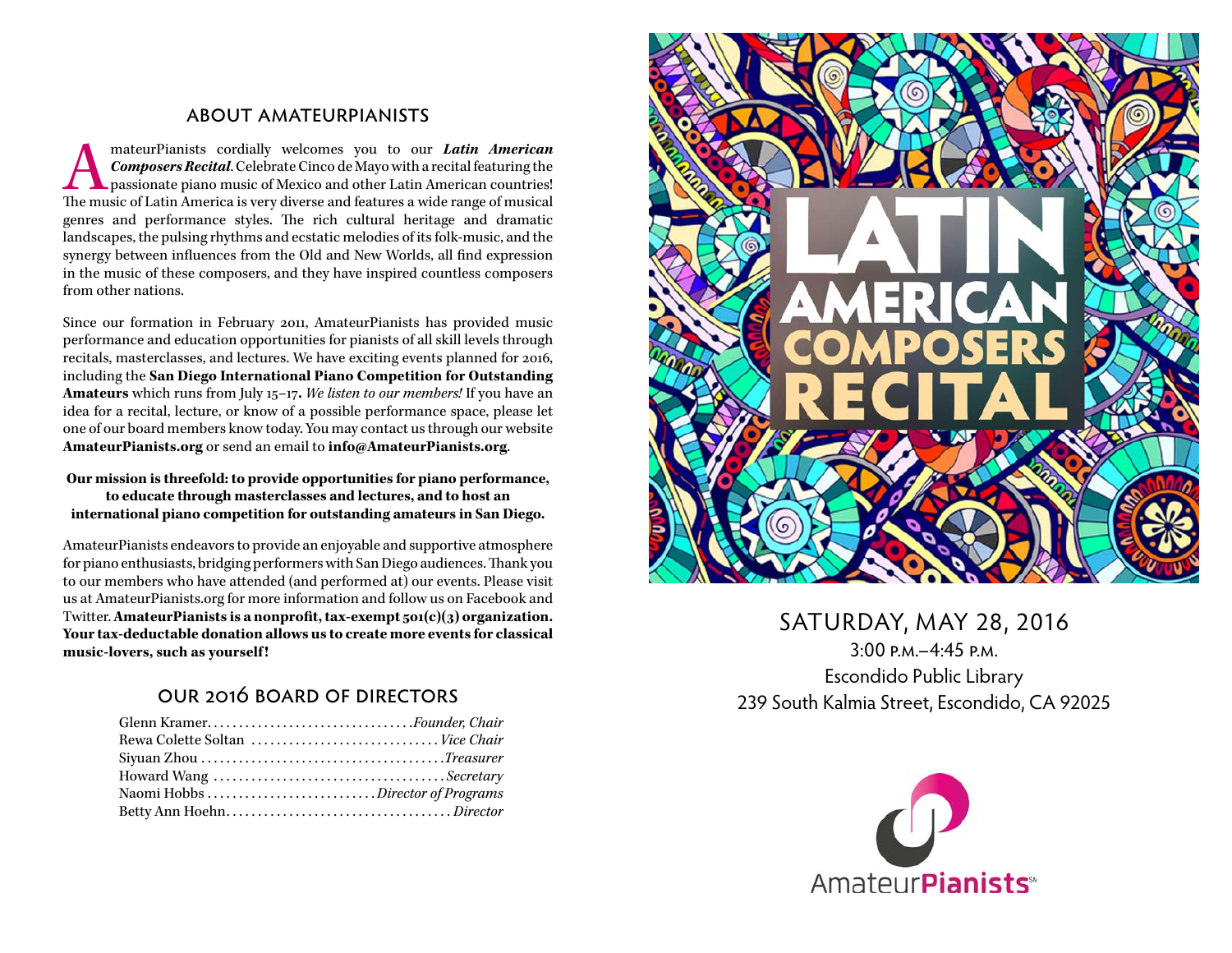## ABOUT AMATEURPIANISTS

AmateurPianists cordially welcomes you to our ***Latin American Composers Recital***. Celebrate Cinco de Mayo with a recital featuring the passionate piano music of Mexico and other Latin American countries! The music of Latin America is very diverse and features a wide range of musical genres and performance styles. The rich cultural heritage and dramatic landscapes, the pulsing rhythms and ecstatic melodies of its folk-music, and the synergy between influences from the Old and New Worlds, all find expression in the music of these composers, and they have inspired countless composers from other nations.

Since our formation in February 2011, AmateurPianists has provided music performance and education opportunities for pianists of all skill levels through recitals, masterclasses, and lectures. We have exciting events planned for 2016, including the **San Diego International Piano Competition for Outstanding Amateurs** which runs from July 15–17**.** *We listen to our members!* If you have an idea for a recital, lecture, or know of a possible performance space, please let one of our board members know today. You may contact us through our website **AmateurPianists.org** or send an email to **info@AmateurPianists.org**.

**Our mission is threefold: to provide opportunities for piano performance, to educate through masterclasses and lectures, and to host an international piano competition for outstanding amateurs in San Diego.**

AmateurPianists endeavors to provide an enjoyable and supportive atmosphere for piano enthusiasts, bridging performers with San Diego audiences. Thank you to our members who have attended (and performed at) our events. Please visit us at AmateurPianists.org for more information and follow us on Facebook and Twitter. **AmateurPianists is a nonprofit, tax-exempt 501(c)(3) organization. Your tax-deductable donation allows us to create more events for classical music-lovers, such as yourself!**

## OUR 2016 BOARD OF DIRECTORS

Glenn Kramer................................*Founder, Chair*
Rewa Colette Soltan .............................*Vice Chair*
Siyuan Zhou .......................................*Treasurer*
Howard Wang .....................................*Secretary*
Naomi Hobbs ..........................*Director of Programs*
Betty Ann Hoehn....................................*Director*

# LATIN AMERICAN COMPOSERS RECITAL

SATURDAY, MAY 28, 2016
3:00 P.M.–4:45 P.M.
Escondido Public Library
239 South Kalmia Street, Escondido, CA 92025

AmateurPianists℠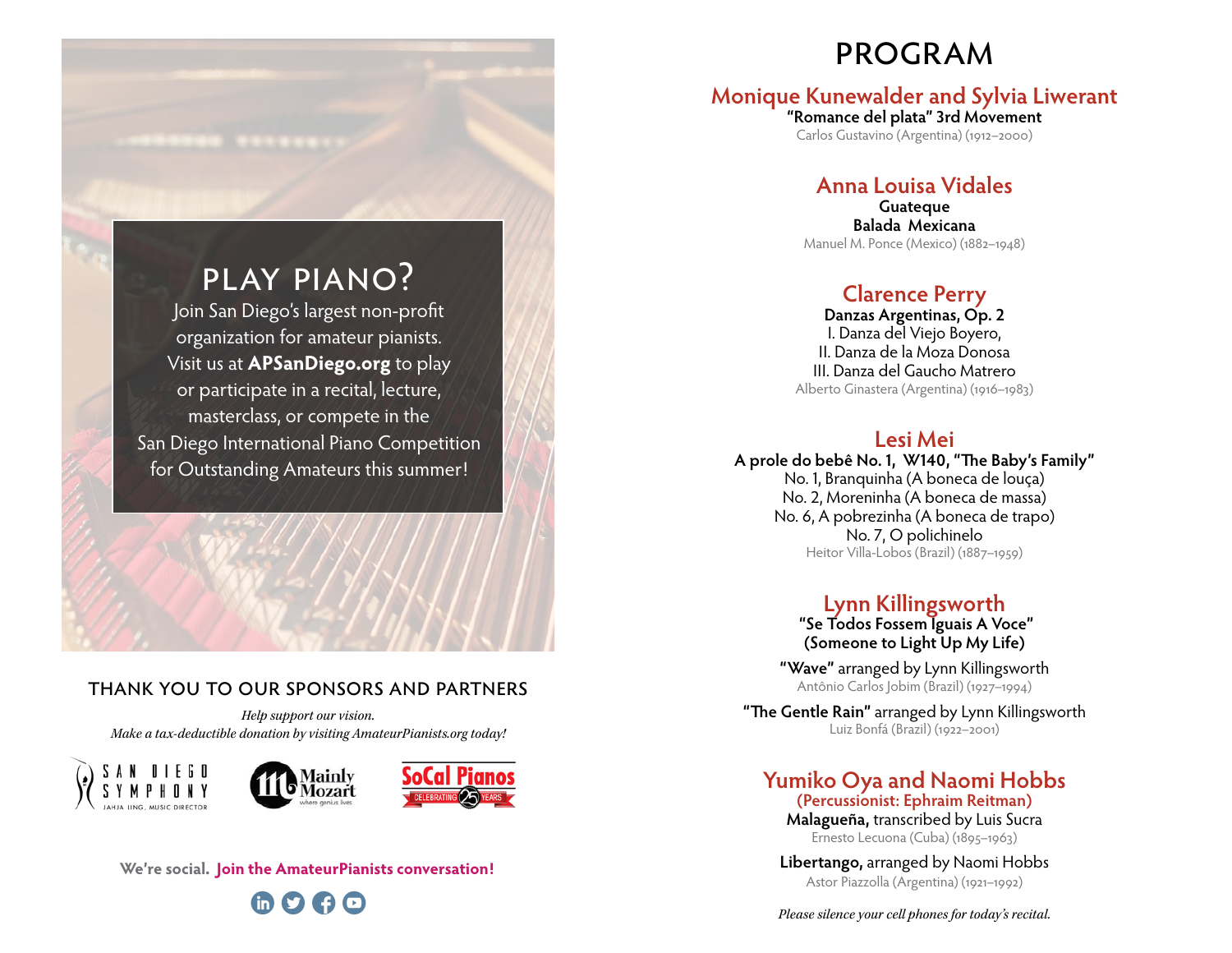## PLAY PIANO?

Join San Diego's largest non-profit organization for amateur pianists. Visit us at **APSanDiego.org** to play or participate in a recital, lecture, masterclass, or compete in the San Diego International Piano Competition for Outstanding Amateurs this summer!

## THANK YOU TO OUR SPONSORS AND PARTNERS

*Help support our vision.*
*Make a tax-deductible donation by visiting AmateurPianists.org today!*

SAN DIEGO SYMPHONY — JAHJA LING, MUSIC DIRECTOR

Mainly Mozart — where genius lives

SoCal Pianos — CELEBRATING 25 YEARS

We're social. **Join the AmateurPianists conversation!**

# PROGRAM

## Monique Kunewalder and Sylvia Liwerant

**"Romance del plata" 3rd Movement**
Carlos Gustavino (Argentina) (1912–2000)

## Anna Louisa Vidales

**Guateque**
**Balada Mexicana**
Manuel M. Ponce (Mexico) (1882–1948)

## Clarence Perry

**Danzas Argentinas, Op. 2**
I. Danza del Viejo Boyero,
II. Danza de la Moza Donosa
III. Danza del Gaucho Matrero
Alberto Ginastera (Argentina) (1916–1983)

## Lesi Mei

**A prole do bebê No. 1, W140, "The Baby's Family"**
No. 1, Branquinha (A boneca de louça)
No. 2, Moreninha (A boneca de massa)
No. 6, A pobrezinha (A boneca de trapo)
No. 7, O polichinelo
Heitor Villa-Lobos (Brazil) (1887–1959)

## Lynn Killingsworth

**"Se Todos Fossem Iguais A Voce"**
**(Someone to Light Up My Life)**

**"Wave"** arranged by Lynn Killingsworth
Antônio Carlos Jobim (Brazil) (1927–1994)

**"The Gentle Rain"** arranged by Lynn Killingsworth
Luiz Bonfá (Brazil) (1922–2001)

## Yumiko Oya and Naomi Hobbs

**(Percussionist: Ephraim Reitman)**

**Malagueña,** transcribed by Luis Sucra
Ernesto Lecuona (Cuba) (1895–1963)

**Libertango,** arranged by Naomi Hobbs
Astor Piazzolla (Argentina) (1921–1992)

*Please silence your cell phones for today's recital.*